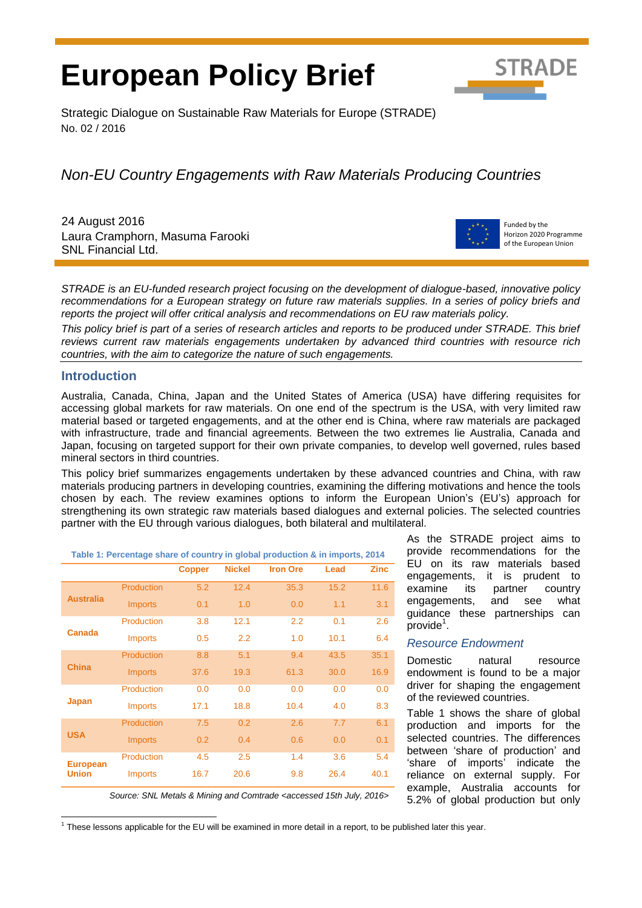# European Policy Brief

Strategic Dialogue on Sustainable Raw Materials for Europe (STRADE)
No. 02 / 2016

## *Non-EU Country Engagements with Raw Materials Producing Countries*

24 August 2016
Laura Cramphorn, Masuma Farooki
SNL Financial Ltd.

Funded by the Horizon 2020 Programme of the European Union

*STRADE is an EU-funded research project focusing on the development of dialogue-based, innovative policy recommendations for a European strategy on future raw materials supplies. In a series of policy briefs and reports the project will offer critical analysis and recommendations on EU raw materials policy.*

*This policy brief is part of a series of research articles and reports to be produced under STRADE. This brief reviews current raw materials engagements undertaken by advanced third countries with resource rich countries, with the aim to categorize the nature of such engagements.*

## Introduction

Australia, Canada, China, Japan and the United States of America (USA) have differing requisites for accessing global markets for raw materials. On one end of the spectrum is the USA, with very limited raw material based or targeted engagements, and at the other end is China, where raw materials are packaged with infrastructure, trade and financial agreements. Between the two extremes lie Australia, Canada and Japan, focusing on targeted support for their own private companies, to develop well governed, rules based mineral sectors in third countries.

This policy brief summarizes engagements undertaken by these advanced countries and China, with raw materials producing partners in developing countries, examining the differing motivations and hence the tools chosen by each. The review examines options to inform the European Union's (EU's) approach for strengthening its own strategic raw materials based dialogues and external policies. The selected countries partner with the EU through various dialogues, both bilateral and multilateral.

**Table 1: Percentage share of country in global production & in imports, 2014**

| | | Copper | Nickel | Iron Ore | Lead | Zinc |
|---|---|---|---|---|---|---|
| **Australia** | Production | 5.2 | 12.4 | 35.3 | 15.2 | 11.6 |
| | Imports | 0.1 | 1.0 | 0.0 | 1.1 | 3.1 |
| **Canada** | Production | 3.8 | 12.1 | 2.2 | 0.1 | 2.6 |
| | Imports | 0.5 | 2.2 | 1.0 | 10.1 | 6.4 |
| **China** | Production | 8.8 | 5.1 | 9.4 | 43.5 | 35.1 |
| | Imports | 37.6 | 19.3 | 61.3 | 30.0 | 16.9 |
| **Japan** | Production | 0.0 | 0.0 | 0.0 | 0.0 | 0.0 |
| | Imports | 17.1 | 18.8 | 10.4 | 4.0 | 8.3 |
| **USA** | Production | 7.5 | 0.2 | 2.6 | 7.7 | 6.1 |
| | Imports | 0.2 | 0.4 | 0.6 | 0.0 | 0.1 |
| **European Union** | Production | 4.5 | 2.5 | 1.4 | 3.6 | 5.4 |
| | Imports | 16.7 | 20.6 | 9.8 | 26.4 | 40.1 |

*Source: SNL Metals & Mining and Comtrade <accessed 15th July, 2016>*

As the STRADE project aims to provide recommendations for the EU on its raw materials based engagements, it is prudent to examine its partner country engagements, and see what guidance these partnerships can provide[1].

### *Resource Endowment*

Domestic natural resource endowment is found to be a major driver for shaping the engagement of the reviewed countries.

Table 1 shows the share of global production and imports for the selected countries. The differences between 'share of production' and 'share of imports' indicate the reliance on external supply. For example, Australia accounts for 5.2% of global production but only

[1] These lessons applicable for the EU will be examined in more detail in a report, to be published later this year.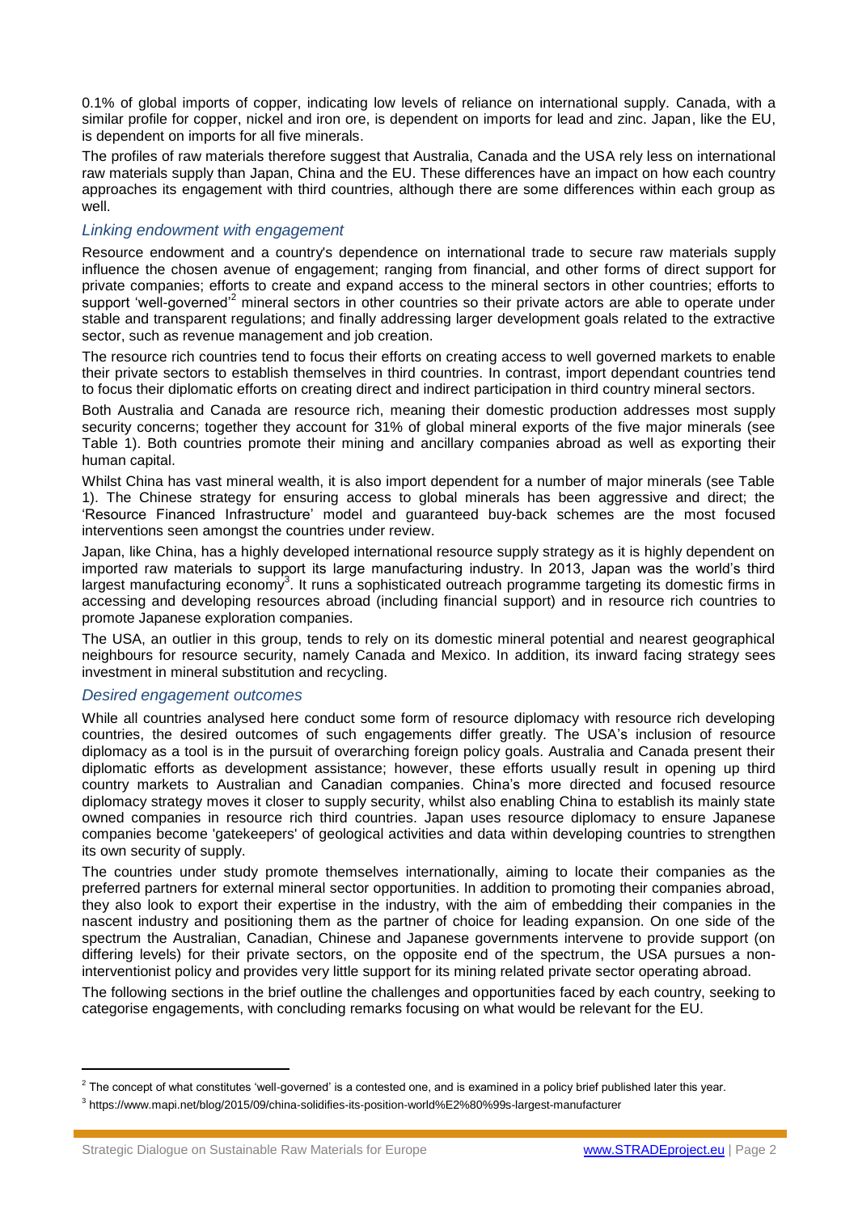0.1% of global imports of copper, indicating low levels of reliance on international supply. Canada, with a similar profile for copper, nickel and iron ore, is dependent on imports for lead and zinc. Japan, like the EU, is dependent on imports for all five minerals.

The profiles of raw materials therefore suggest that Australia, Canada and the USA rely less on international raw materials supply than Japan, China and the EU. These differences have an impact on how each country approaches its engagement with third countries, although there are some differences within each group as well.

### *Linking endowment with engagement*

Resource endowment and a country's dependence on international trade to secure raw materials supply influence the chosen avenue of engagement; ranging from financial, and other forms of direct support for private companies; efforts to create and expand access to the mineral sectors in other countries; efforts to support 'well-governed'[2] mineral sectors in other countries so their private actors are able to operate under stable and transparent regulations; and finally addressing larger development goals related to the extractive sector, such as revenue management and job creation.

The resource rich countries tend to focus their efforts on creating access to well governed markets to enable their private sectors to establish themselves in third countries. In contrast, import dependant countries tend to focus their diplomatic efforts on creating direct and indirect participation in third country mineral sectors.

Both Australia and Canada are resource rich, meaning their domestic production addresses most supply security concerns; together they account for 31% of global mineral exports of the five major minerals (see Table 1). Both countries promote their mining and ancillary companies abroad as well as exporting their human capital.

Whilst China has vast mineral wealth, it is also import dependent for a number of major minerals (see Table 1). The Chinese strategy for ensuring access to global minerals has been aggressive and direct; the 'Resource Financed Infrastructure' model and guaranteed buy-back schemes are the most focused interventions seen amongst the countries under review.

Japan, like China, has a highly developed international resource supply strategy as it is highly dependent on imported raw materials to support its large manufacturing industry. In 2013, Japan was the world's third largest manufacturing economy[3]. It runs a sophisticated outreach programme targeting its domestic firms in accessing and developing resources abroad (including financial support) and in resource rich countries to promote Japanese exploration companies.

The USA, an outlier in this group, tends to rely on its domestic mineral potential and nearest geographical neighbours for resource security, namely Canada and Mexico. In addition, its inward facing strategy sees investment in mineral substitution and recycling.

### *Desired engagement outcomes*

While all countries analysed here conduct some form of resource diplomacy with resource rich developing countries, the desired outcomes of such engagements differ greatly. The USA's inclusion of resource diplomacy as a tool is in the pursuit of overarching foreign policy goals. Australia and Canada present their diplomatic efforts as development assistance; however, these efforts usually result in opening up third country markets to Australian and Canadian companies. China's more directed and focused resource diplomacy strategy moves it closer to supply security, whilst also enabling China to establish its mainly state owned companies in resource rich third countries. Japan uses resource diplomacy to ensure Japanese companies become 'gatekeepers' of geological activities and data within developing countries to strengthen its own security of supply.

The countries under study promote themselves internationally, aiming to locate their companies as the preferred partners for external mineral sector opportunities. In addition to promoting their companies abroad, they also look to export their expertise in the industry, with the aim of embedding their companies in the nascent industry and positioning them as the partner of choice for leading expansion. On one side of the spectrum the Australian, Canadian, Chinese and Japanese governments intervene to provide support (on differing levels) for their private sectors, on the opposite end of the spectrum, the USA pursues a non-interventionist policy and provides very little support for its mining related private sector operating abroad.

The following sections in the brief outline the challenges and opportunities faced by each country, seeking to categorise engagements, with concluding remarks focusing on what would be relevant for the EU.

---

[2] The concept of what constitutes 'well-governed' is a contested one, and is examined in a policy brief published later this year.

[3] https://www.mapi.net/blog/2015/09/china-solidifies-its-position-world%E2%80%99s-largest-manufacturer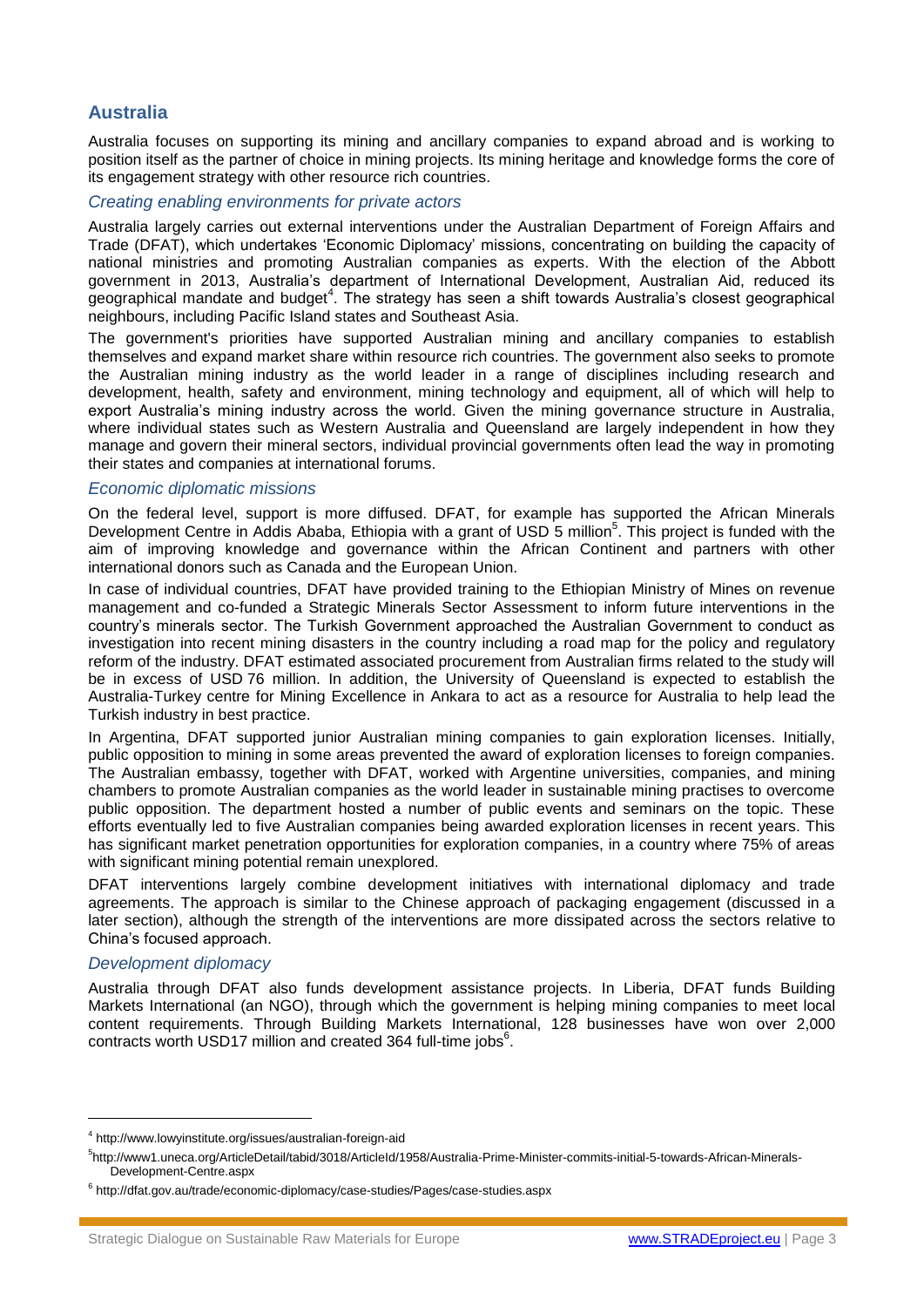## Australia

Australia focuses on supporting its mining and ancillary companies to expand abroad and is working to position itself as the partner of choice in mining projects. Its mining heritage and knowledge forms the core of its engagement strategy with other resource rich countries.

### *Creating enabling environments for private actors*

Australia largely carries out external interventions under the Australian Department of Foreign Affairs and Trade (DFAT), which undertakes 'Economic Diplomacy' missions, concentrating on building the capacity of national ministries and promoting Australian companies as experts. With the election of the Abbott government in 2013, Australia's department of International Development, Australian Aid, reduced its geographical mandate and budget[4]. The strategy has seen a shift towards Australia's closest geographical neighbours, including Pacific Island states and Southeast Asia.

The government's priorities have supported Australian mining and ancillary companies to establish themselves and expand market share within resource rich countries. The government also seeks to promote the Australian mining industry as the world leader in a range of disciplines including research and development, health, safety and environment, mining technology and equipment, all of which will help to export Australia's mining industry across the world. Given the mining governance structure in Australia, where individual states such as Western Australia and Queensland are largely independent in how they manage and govern their mineral sectors, individual provincial governments often lead the way in promoting their states and companies at international forums.

### *Economic diplomatic missions*

On the federal level, support is more diffused. DFAT, for example has supported the African Minerals Development Centre in Addis Ababa, Ethiopia with a grant of USD 5 million[5]. This project is funded with the aim of improving knowledge and governance within the African Continent and partners with other international donors such as Canada and the European Union.

In case of individual countries, DFAT have provided training to the Ethiopian Ministry of Mines on revenue management and co-funded a Strategic Minerals Sector Assessment to inform future interventions in the country's minerals sector. The Turkish Government approached the Australian Government to conduct as investigation into recent mining disasters in the country including a road map for the policy and regulatory reform of the industry. DFAT estimated associated procurement from Australian firms related to the study will be in excess of USD 76 million. In addition, the University of Queensland is expected to establish the Australia-Turkey centre for Mining Excellence in Ankara to act as a resource for Australia to help lead the Turkish industry in best practice.

In Argentina, DFAT supported junior Australian mining companies to gain exploration licenses. Initially, public opposition to mining in some areas prevented the award of exploration licenses to foreign companies. The Australian embassy, together with DFAT, worked with Argentine universities, companies, and mining chambers to promote Australian companies as the world leader in sustainable mining practises to overcome public opposition. The department hosted a number of public events and seminars on the topic. These efforts eventually led to five Australian companies being awarded exploration licenses in recent years. This has significant market penetration opportunities for exploration companies, in a country where 75% of areas with significant mining potential remain unexplored.

DFAT interventions largely combine development initiatives with international diplomacy and trade agreements. The approach is similar to the Chinese approach of packaging engagement (discussed in a later section), although the strength of the interventions are more dissipated across the sectors relative to China's focused approach.

### *Development diplomacy*

Australia through DFAT also funds development assistance projects. In Liberia, DFAT funds Building Markets International (an NGO), through which the government is helping mining companies to meet local content requirements. Through Building Markets International, 128 businesses have won over 2,000 contracts worth USD17 million and created 364 full-time jobs[6].

---

[4] http://www.lowyinstitute.org/issues/australian-foreign-aid

[5] http://www1.uneca.org/ArticleDetail/tabid/3018/ArticleId/1958/Australia-Prime-Minister-commits-initial-5-towards-African-Minerals-Development-Centre.aspx

[6] http://dfat.gov.au/trade/economic-diplomacy/case-studies/Pages/case-studies.aspx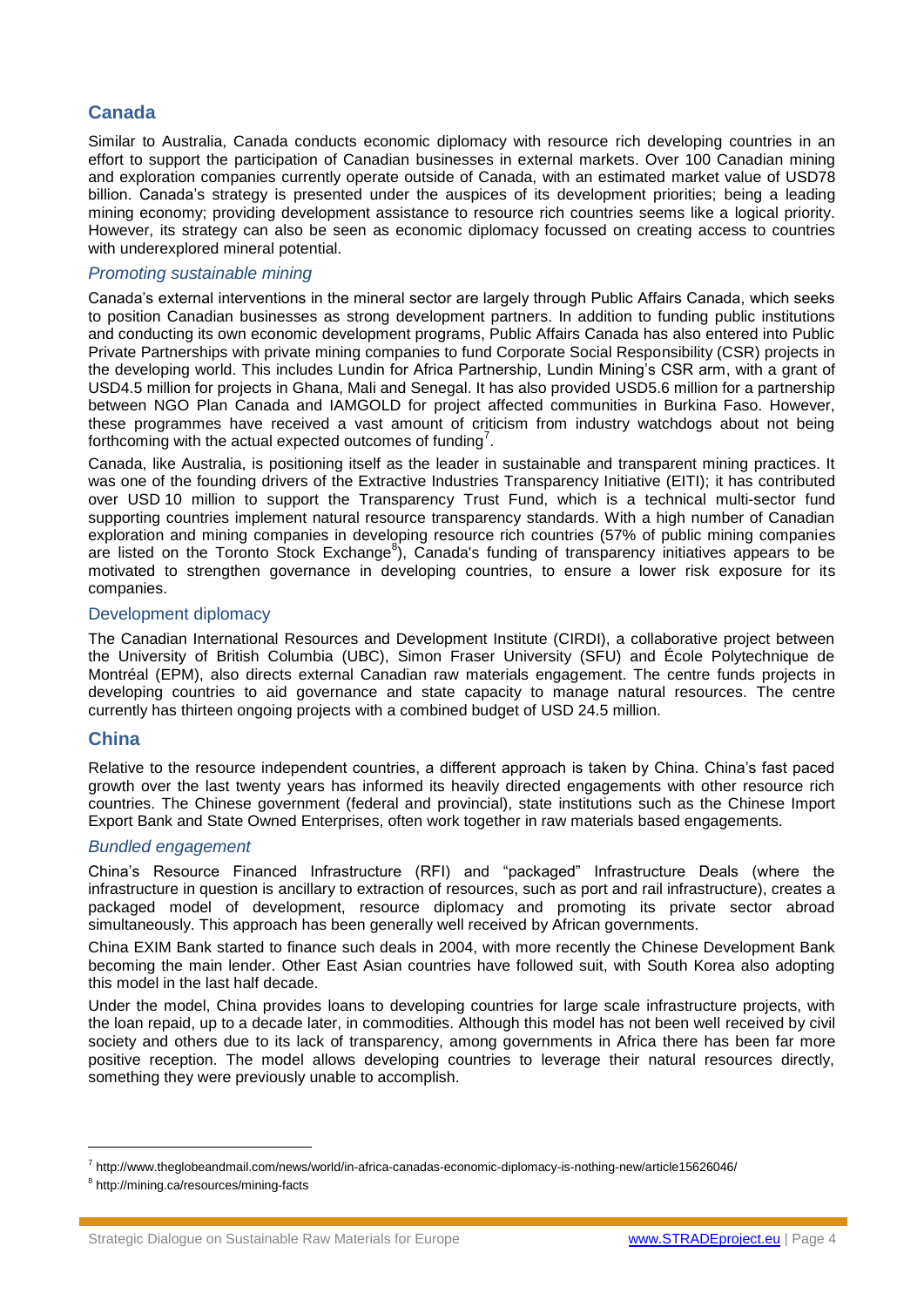## Canada

Similar to Australia, Canada conducts economic diplomacy with resource rich developing countries in an effort to support the participation of Canadian businesses in external markets. Over 100 Canadian mining and exploration companies currently operate outside of Canada, with an estimated market value of USD78 billion. Canada's strategy is presented under the auspices of its development priorities; being a leading mining economy; providing development assistance to resource rich countries seems like a logical priority. However, its strategy can also be seen as economic diplomacy focussed on creating access to countries with underexplored mineral potential.

### *Promoting sustainable mining*

Canada's external interventions in the mineral sector are largely through Public Affairs Canada, which seeks to position Canadian businesses as strong development partners. In addition to funding public institutions and conducting its own economic development programs, Public Affairs Canada has also entered into Public Private Partnerships with private mining companies to fund Corporate Social Responsibility (CSR) projects in the developing world. This includes Lundin for Africa Partnership, Lundin Mining's CSR arm, with a grant of USD4.5 million for projects in Ghana, Mali and Senegal. It has also provided USD5.6 million for a partnership between NGO Plan Canada and IAMGOLD for project affected communities in Burkina Faso. However, these programmes have received a vast amount of criticism from industry watchdogs about not being forthcoming with the actual expected outcomes of funding[7].

Canada, like Australia, is positioning itself as the leader in sustainable and transparent mining practices. It was one of the founding drivers of the Extractive Industries Transparency Initiative (EITI); it has contributed over USD 10 million to support the Transparency Trust Fund, which is a technical multi-sector fund supporting countries implement natural resource transparency standards. With a high number of Canadian exploration and mining companies in developing resource rich countries (57% of public mining companies are listed on the Toronto Stock Exchange[8]), Canada's funding of transparency initiatives appears to be motivated to strengthen governance in developing countries, to ensure a lower risk exposure for its companies.

### Development diplomacy

The Canadian International Resources and Development Institute (CIRDI), a collaborative project between the University of British Columbia (UBC), Simon Fraser University (SFU) and École Polytechnique de Montréal (EPM), also directs external Canadian raw materials engagement. The centre funds projects in developing countries to aid governance and state capacity to manage natural resources. The centre currently has thirteen ongoing projects with a combined budget of USD 24.5 million.

## China

Relative to the resource independent countries, a different approach is taken by China. China's fast paced growth over the last twenty years has informed its heavily directed engagements with other resource rich countries. The Chinese government (federal and provincial), state institutions such as the Chinese Import Export Bank and State Owned Enterprises, often work together in raw materials based engagements.

### *Bundled engagement*

China's Resource Financed Infrastructure (RFI) and "packaged" Infrastructure Deals (where the infrastructure in question is ancillary to extraction of resources, such as port and rail infrastructure), creates a packaged model of development, resource diplomacy and promoting its private sector abroad simultaneously. This approach has been generally well received by African governments.

China EXIM Bank started to finance such deals in 2004, with more recently the Chinese Development Bank becoming the main lender. Other East Asian countries have followed suit, with South Korea also adopting this model in the last half decade.

Under the model, China provides loans to developing countries for large scale infrastructure projects, with the loan repaid, up to a decade later, in commodities. Although this model has not been well received by civil society and others due to its lack of transparency, among governments in Africa there has been far more positive reception. The model allows developing countries to leverage their natural resources directly, something they were previously unable to accomplish.

---

[7] http://www.theglobeandmail.com/news/world/in-africa-canadas-economic-diplomacy-is-nothing-new/article15626046/

[8] http://mining.ca/resources/mining-facts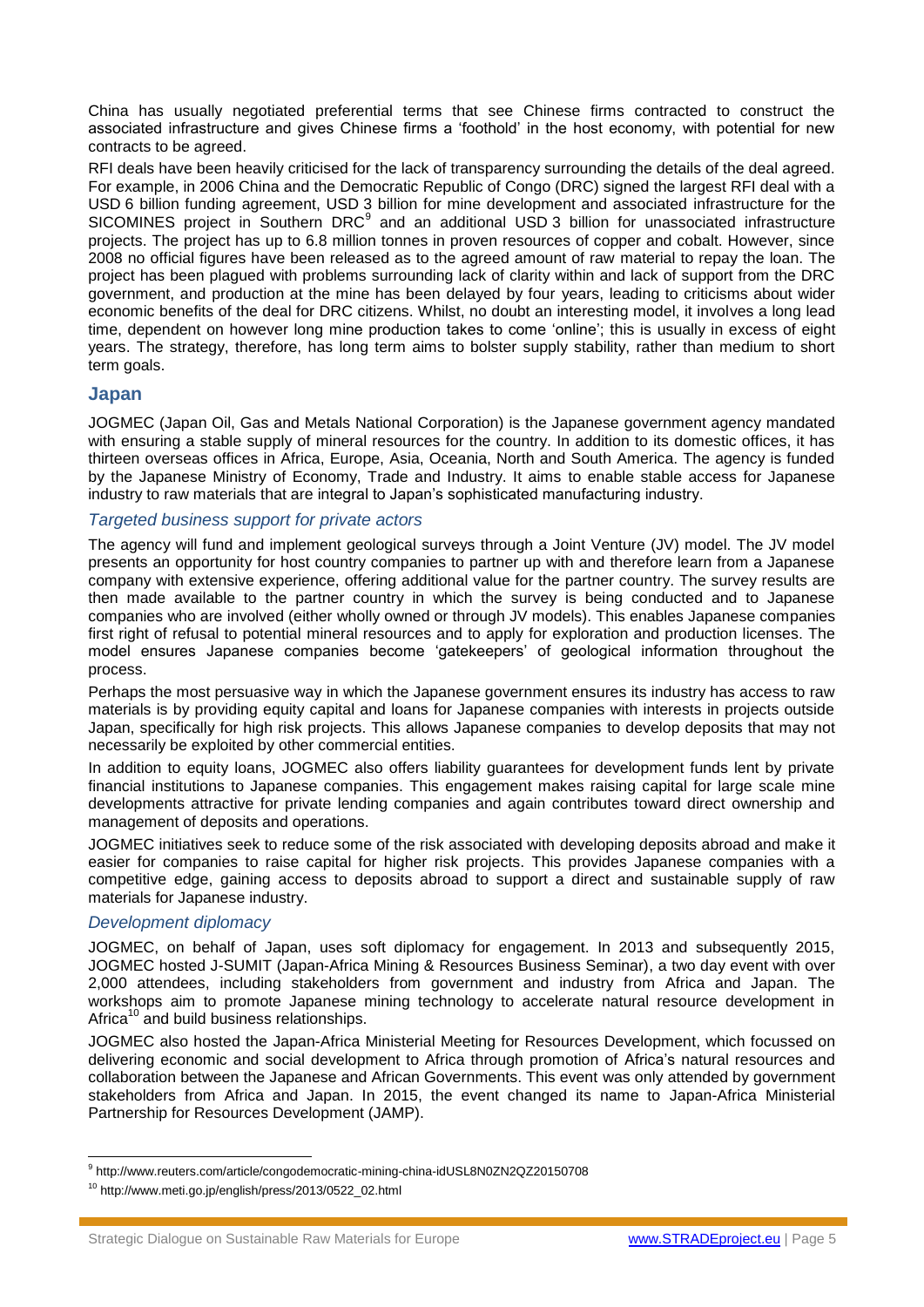China has usually negotiated preferential terms that see Chinese firms contracted to construct the associated infrastructure and gives Chinese firms a 'foothold' in the host economy, with potential for new contracts to be agreed.

RFI deals have been heavily criticised for the lack of transparency surrounding the details of the deal agreed. For example, in 2006 China and the Democratic Republic of Congo (DRC) signed the largest RFI deal with a USD 6 billion funding agreement, USD 3 billion for mine development and associated infrastructure for the SICOMINES project in Southern DRC[9] and an additional USD 3 billion for unassociated infrastructure projects. The project has up to 6.8 million tonnes in proven resources of copper and cobalt. However, since 2008 no official figures have been released as to the agreed amount of raw material to repay the loan. The project has been plagued with problems surrounding lack of clarity within and lack of support from the DRC government, and production at the mine has been delayed by four years, leading to criticisms about wider economic benefits of the deal for DRC citizens. Whilst, no doubt an interesting model, it involves a long lead time, dependent on however long mine production takes to come 'online'; this is usually in excess of eight years. The strategy, therefore, has long term aims to bolster supply stability, rather than medium to short term goals.

## Japan

JOGMEC (Japan Oil, Gas and Metals National Corporation) is the Japanese government agency mandated with ensuring a stable supply of mineral resources for the country. In addition to its domestic offices, it has thirteen overseas offices in Africa, Europe, Asia, Oceania, North and South America. The agency is funded by the Japanese Ministry of Economy, Trade and Industry. It aims to enable stable access for Japanese industry to raw materials that are integral to Japan's sophisticated manufacturing industry.

### *Targeted business support for private actors*

The agency will fund and implement geological surveys through a Joint Venture (JV) model. The JV model presents an opportunity for host country companies to partner up with and therefore learn from a Japanese company with extensive experience, offering additional value for the partner country. The survey results are then made available to the partner country in which the survey is being conducted and to Japanese companies who are involved (either wholly owned or through JV models). This enables Japanese companies first right of refusal to potential mineral resources and to apply for exploration and production licenses. The model ensures Japanese companies become 'gatekeepers' of geological information throughout the process.

Perhaps the most persuasive way in which the Japanese government ensures its industry has access to raw materials is by providing equity capital and loans for Japanese companies with interests in projects outside Japan, specifically for high risk projects. This allows Japanese companies to develop deposits that may not necessarily be exploited by other commercial entities.

In addition to equity loans, JOGMEC also offers liability guarantees for development funds lent by private financial institutions to Japanese companies. This engagement makes raising capital for large scale mine developments attractive for private lending companies and again contributes toward direct ownership and management of deposits and operations.

JOGMEC initiatives seek to reduce some of the risk associated with developing deposits abroad and make it easier for companies to raise capital for higher risk projects. This provides Japanese companies with a competitive edge, gaining access to deposits abroad to support a direct and sustainable supply of raw materials for Japanese industry.

### *Development diplomacy*

JOGMEC, on behalf of Japan, uses soft diplomacy for engagement. In 2013 and subsequently 2015, JOGMEC hosted J-SUMIT (Japan-Africa Mining & Resources Business Seminar), a two day event with over 2,000 attendees, including stakeholders from government and industry from Africa and Japan. The workshops aim to promote Japanese mining technology to accelerate natural resource development in Africa[10] and build business relationships.

JOGMEC also hosted the Japan-Africa Ministerial Meeting for Resources Development, which focussed on delivering economic and social development to Africa through promotion of Africa's natural resources and collaboration between the Japanese and African Governments. This event was only attended by government stakeholders from Africa and Japan. In 2015, the event changed its name to Japan-Africa Ministerial Partnership for Resources Development (JAMP).

---

[9] http://www.reuters.com/article/congodemocratic-mining-china-idUSL8N0ZN2QZ20150708

[10] http://www.meti.go.jp/english/press/2013/0522_02.html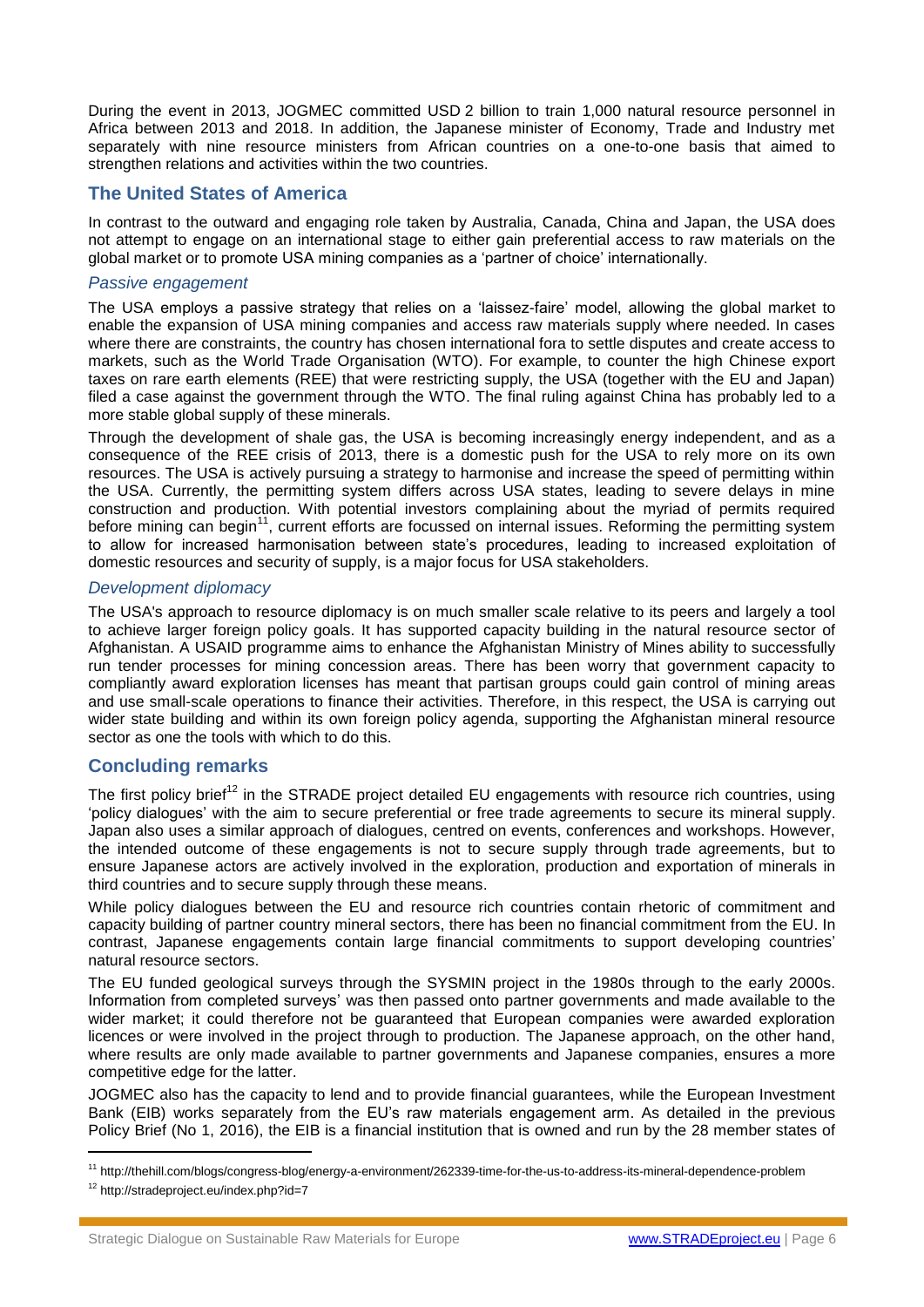During the event in 2013, JOGMEC committed USD 2 billion to train 1,000 natural resource personnel in Africa between 2013 and 2018. In addition, the Japanese minister of Economy, Trade and Industry met separately with nine resource ministers from African countries on a one-to-one basis that aimed to strengthen relations and activities within the two countries.

## The United States of America

In contrast to the outward and engaging role taken by Australia, Canada, China and Japan, the USA does not attempt to engage on an international stage to either gain preferential access to raw materials on the global market or to promote USA mining companies as a 'partner of choice' internationally.

### *Passive engagement*

The USA employs a passive strategy that relies on a 'laissez-faire' model, allowing the global market to enable the expansion of USA mining companies and access raw materials supply where needed. In cases where there are constraints, the country has chosen international fora to settle disputes and create access to markets, such as the World Trade Organisation (WTO). For example, to counter the high Chinese export taxes on rare earth elements (REE) that were restricting supply, the USA (together with the EU and Japan) filed a case against the government through the WTO. The final ruling against China has probably led to a more stable global supply of these minerals.

Through the development of shale gas, the USA is becoming increasingly energy independent, and as a consequence of the REE crisis of 2013, there is a domestic push for the USA to rely more on its own resources. The USA is actively pursuing a strategy to harmonise and increase the speed of permitting within the USA. Currently, the permitting system differs across USA states, leading to severe delays in mine construction and production. With potential investors complaining about the myriad of permits required before mining can begin[11], current efforts are focussed on internal issues. Reforming the permitting system to allow for increased harmonisation between state's procedures, leading to increased exploitation of domestic resources and security of supply, is a major focus for USA stakeholders.

### *Development diplomacy*

The USA's approach to resource diplomacy is on much smaller scale relative to its peers and largely a tool to achieve larger foreign policy goals. It has supported capacity building in the natural resource sector of Afghanistan. A USAID programme aims to enhance the Afghanistan Ministry of Mines ability to successfully run tender processes for mining concession areas. There has been worry that government capacity to compliantly award exploration licenses has meant that partisan groups could gain control of mining areas and use small-scale operations to finance their activities. Therefore, in this respect, the USA is carrying out wider state building and within its own foreign policy agenda, supporting the Afghanistan mineral resource sector as one the tools with which to do this.

## Concluding remarks

The first policy brief[12] in the STRADE project detailed EU engagements with resource rich countries, using 'policy dialogues' with the aim to secure preferential or free trade agreements to secure its mineral supply. Japan also uses a similar approach of dialogues, centred on events, conferences and workshops. However, the intended outcome of these engagements is not to secure supply through trade agreements, but to ensure Japanese actors are actively involved in the exploration, production and exportation of minerals in third countries and to secure supply through these means.

While policy dialogues between the EU and resource rich countries contain rhetoric of commitment and capacity building of partner country mineral sectors, there has been no financial commitment from the EU. In contrast, Japanese engagements contain large financial commitments to support developing countries' natural resource sectors.

The EU funded geological surveys through the SYSMIN project in the 1980s through to the early 2000s. Information from completed surveys' was then passed onto partner governments and made available to the wider market; it could therefore not be guaranteed that European companies were awarded exploration licences or were involved in the project through to production. The Japanese approach, on the other hand, where results are only made available to partner governments and Japanese companies, ensures a more competitive edge for the latter.

JOGMEC also has the capacity to lend and to provide financial guarantees, while the European Investment Bank (EIB) works separately from the EU's raw materials engagement arm. As detailed in the previous Policy Brief (No 1, 2016), the EIB is a financial institution that is owned and run by the 28 member states of

---

[11] http://thehill.com/blogs/congress-blog/energy-a-environment/262339-time-for-the-us-to-address-its-mineral-dependence-problem

[12] http://stradeproject.eu/index.php?id=7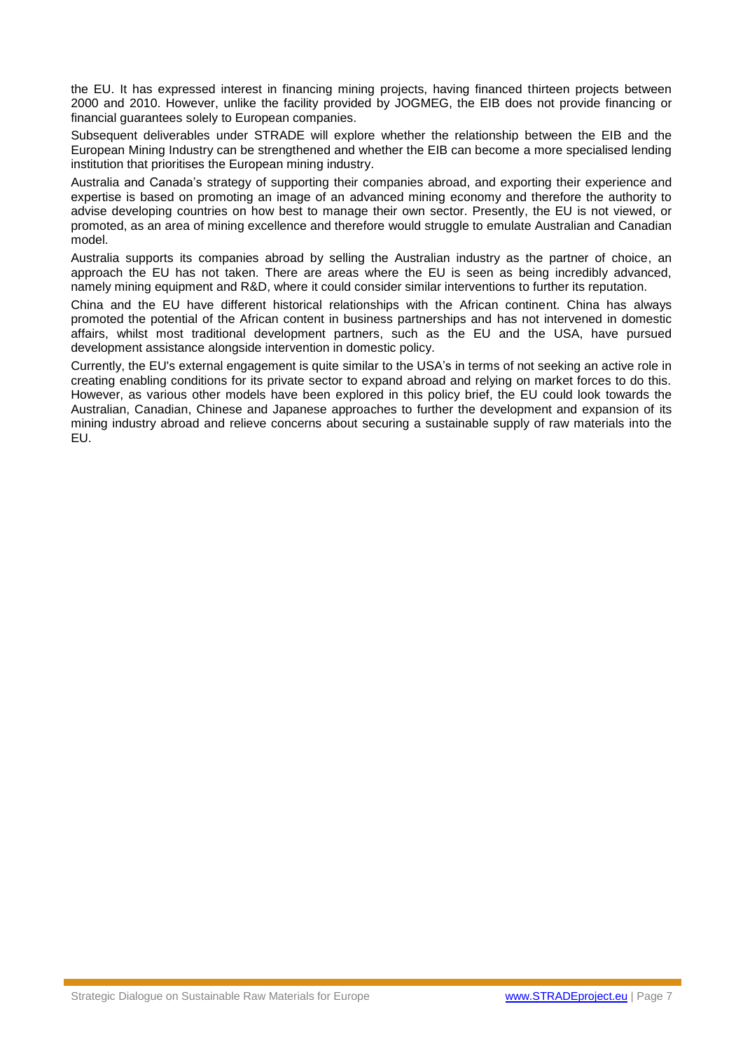the EU. It has expressed interest in financing mining projects, having financed thirteen projects between 2000 and 2010. However, unlike the facility provided by JOGMEG, the EIB does not provide financing or financial guarantees solely to European companies.

Subsequent deliverables under STRADE will explore whether the relationship between the EIB and the European Mining Industry can be strengthened and whether the EIB can become a more specialised lending institution that prioritises the European mining industry.

Australia and Canada's strategy of supporting their companies abroad, and exporting their experience and expertise is based on promoting an image of an advanced mining economy and therefore the authority to advise developing countries on how best to manage their own sector. Presently, the EU is not viewed, or promoted, as an area of mining excellence and therefore would struggle to emulate Australian and Canadian model.

Australia supports its companies abroad by selling the Australian industry as the partner of choice, an approach the EU has not taken. There are areas where the EU is seen as being incredibly advanced, namely mining equipment and R&D, where it could consider similar interventions to further its reputation.

China and the EU have different historical relationships with the African continent. China has always promoted the potential of the African content in business partnerships and has not intervened in domestic affairs, whilst most traditional development partners, such as the EU and the USA, have pursued development assistance alongside intervention in domestic policy.

Currently, the EU's external engagement is quite similar to the USA's in terms of not seeking an active role in creating enabling conditions for its private sector to expand abroad and relying on market forces to do this. However, as various other models have been explored in this policy brief, the EU could look towards the Australian, Canadian, Chinese and Japanese approaches to further the development and expansion of its mining industry abroad and relieve concerns about securing a sustainable supply of raw materials into the EU.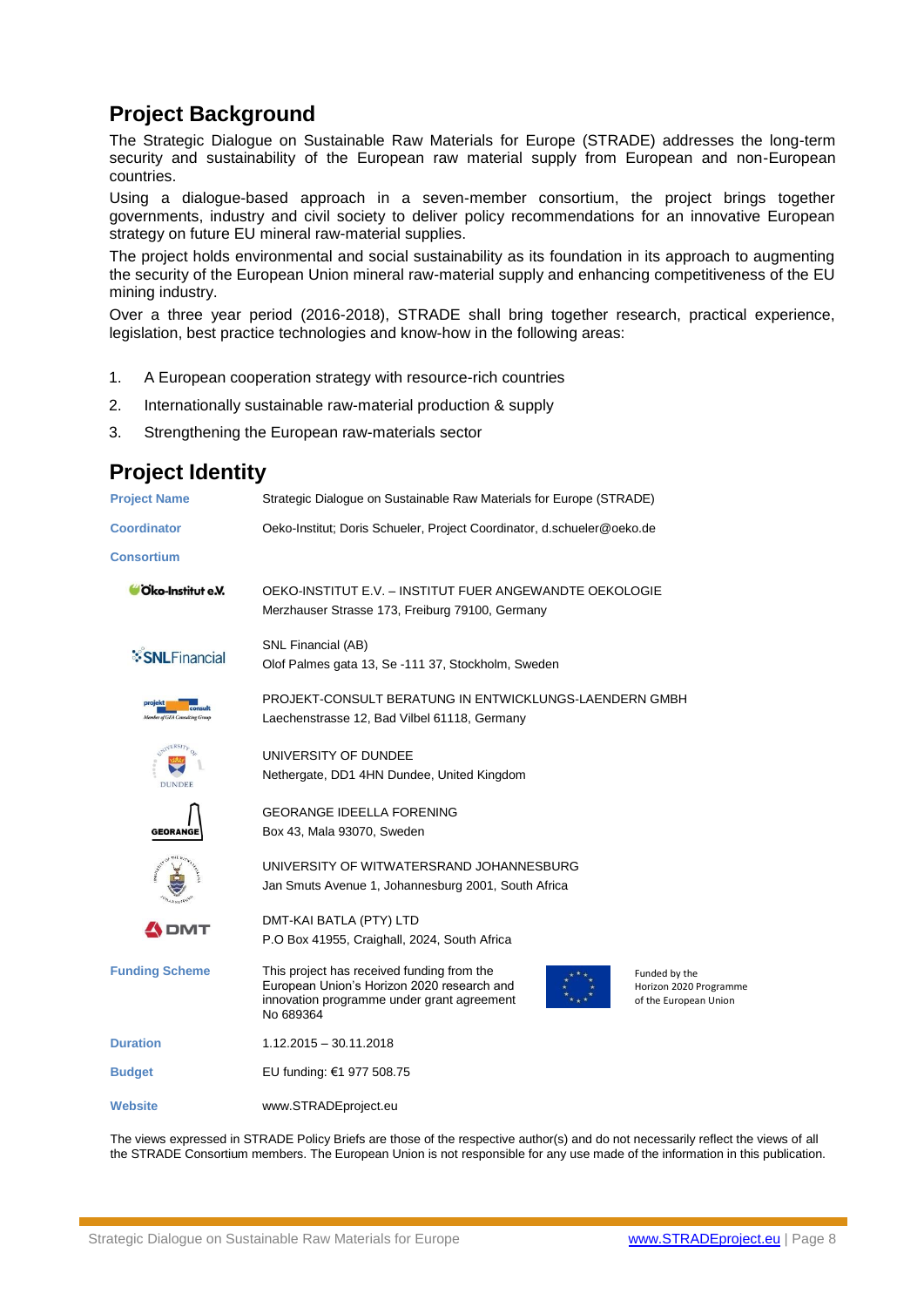## Project Background

The Strategic Dialogue on Sustainable Raw Materials for Europe (STRADE) addresses the long-term security and sustainability of the European raw material supply from European and non-European countries.

Using a dialogue-based approach in a seven-member consortium, the project brings together governments, industry and civil society to deliver policy recommendations for an innovative European strategy on future EU mineral raw-material supplies.

The project holds environmental and social sustainability as its foundation in its approach to augmenting the security of the European Union mineral raw-material supply and enhancing competitiveness of the EU mining industry.

Over a three year period (2016-2018), STRADE shall bring together research, practical experience, legislation, best practice technologies and know-how in the following areas:

1. A European cooperation strategy with resource-rich countries
2. Internationally sustainable raw-material production & supply
3. Strengthening the European raw-materials sector

## Project Identity

| | |
|---|---|
| **Project Name** | Strategic Dialogue on Sustainable Raw Materials for Europe (STRADE) |
| **Coordinator** | Oeko-Institut; Doris Schueler, Project Coordinator, d.schueler@oeko.de |
| **Consortium** | |
| Öko-Institut e.V. | OEKO-INSTITUT E.V. – INSTITUT FUER ANGEWANDTE OEKOLOGIE<br>Merzhauser Strasse 173, Freiburg 79100, Germany |
| SNL Financial | SNL Financial (AB)<br>Olof Palmes gata 13, Se -111 37, Stockholm, Sweden |
| projekt consult | PROJEKT-CONSULT BERATUNG IN ENTWICKLUNGS-LAENDERN GMBH<br>Laechenstrasse 12, Bad Vilbel 61118, Germany |
| Dundee | UNIVERSITY OF DUNDEE<br>Nethergate, DD1 4HN Dundee, United Kingdom |
| GEORANGE | GEORANGE IDEELLA FORENING<br>Box 43, Mala 93070, Sweden |
| Wits | UNIVERSITY OF WITWATERSRAND JOHANNESBURG<br>Jan Smuts Avenue 1, Johannesburg 2001, South Africa |
| DMT | DMT-KAI BATLA (PTY) LTD<br>P.O Box 41955, Craighall, 2024, South Africa |
| **Funding Scheme** | This project has received funding from the European Union's Horizon 2020 research and innovation programme under grant agreement No 689364<br>Funded by the Horizon 2020 Programme of the European Union |
| **Duration** | 1.12.2015 – 30.11.2018 |
| **Budget** | EU funding: €1 977 508.75 |
| **Website** | www.STRADEproject.eu |

The views expressed in STRADE Policy Briefs are those of the respective author(s) and do not necessarily reflect the views of all the STRADE Consortium members. The European Union is not responsible for any use made of the information in this publication.